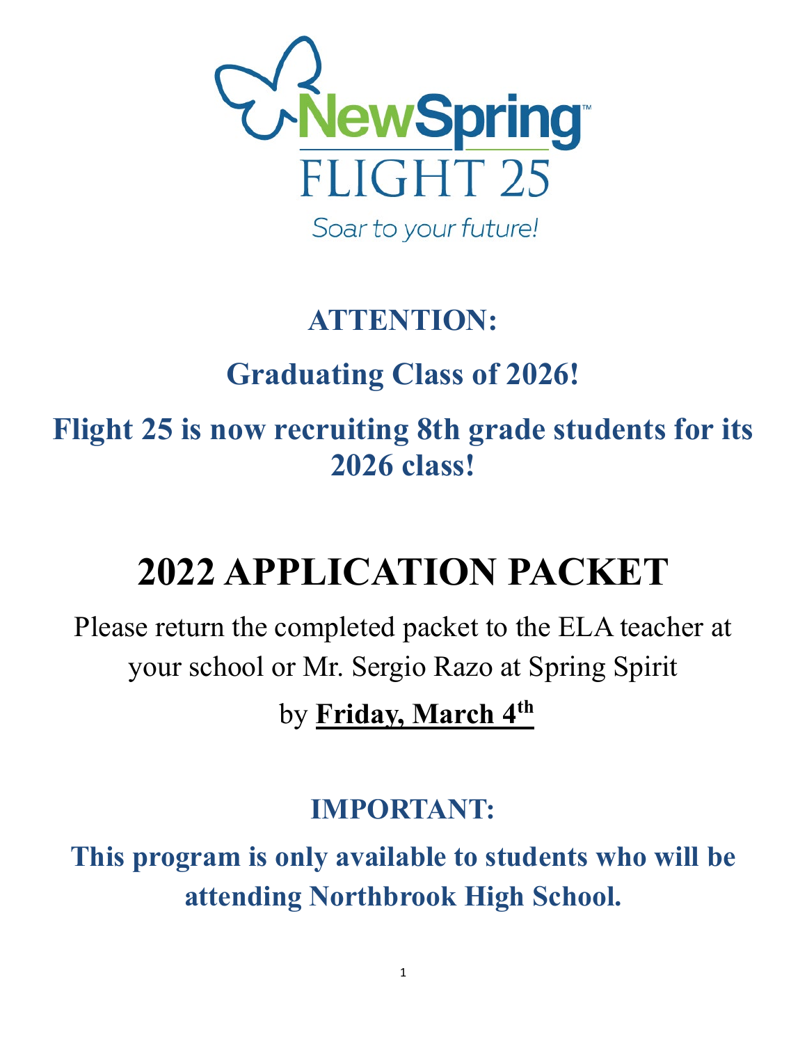NewSpring™

FLIGHT 25

*Soar to your future!*

## ATTENTION:

## Graduating Class of 2026!

## Flight 25 is now recruiting 8th grade students for its 2026 class!

# 2022 APPLICATION PACKET

Please return the completed packet to the ELA teacher at your school or Mr. Sergio Razo at Spring Spirit

by **Friday, March 4th**

## IMPORTANT:

## This program is only available to students who will be attending Northbrook High School.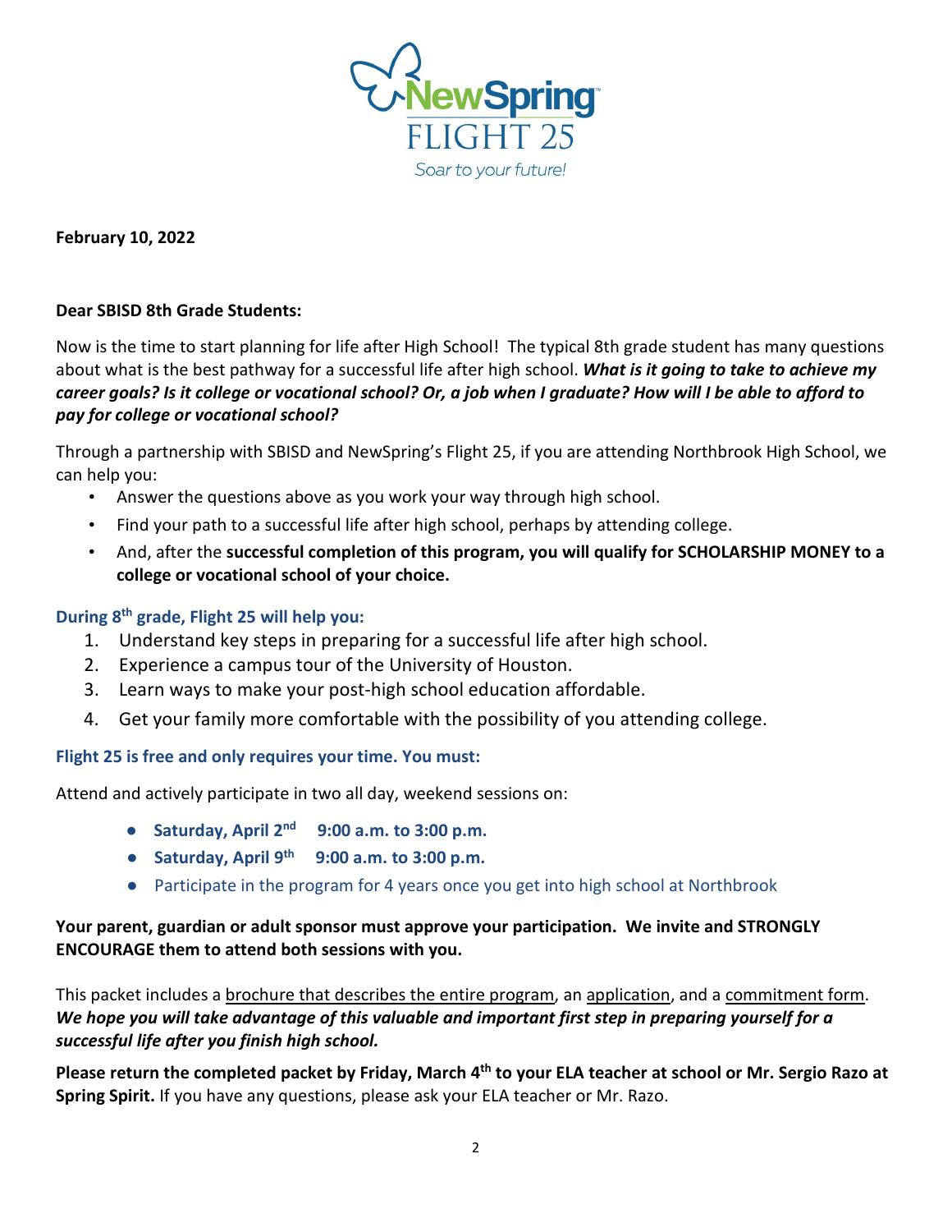NewSpring
FLIGHT 25
*Soar to your future!*

**February 10, 2022**

**Dear SBISD 8th Grade Students:**

Now is the time to start planning for life after High School! The typical 8th grade student has many questions about what is the best pathway for a successful life after high school. ***What is it going to take to achieve my career goals? Is it college or vocational school? Or, a job when I graduate? How will I be able to afford to pay for college or vocational school?***

Through a partnership with SBISD and NewSpring's Flight 25, if you are attending Northbrook High School, we can help you:

- Answer the questions above as you work your way through high school.
- Find your path to a successful life after high school, perhaps by attending college.
- And, after the **successful completion of this program, you will qualify for SCHOLARSHIP MONEY to a college or vocational school of your choice.**

**During 8th grade, Flight 25 will help you:**

1. Understand key steps in preparing for a successful life after high school.
2. Experience a campus tour of the University of Houston.
3. Learn ways to make your post-high school education affordable.
4. Get your family more comfortable with the possibility of you attending college.

**Flight 25 is free and only requires your time. You must:**

Attend and actively participate in two all day, weekend sessions on:

- **Saturday, April 2nd 9:00 a.m. to 3:00 p.m.**
- **Saturday, April 9th 9:00 a.m. to 3:00 p.m.**
- Participate in the program for 4 years once you get into high school at Northbrook

**Your parent, guardian or adult sponsor must approve your participation. We invite and STRONGLY ENCOURAGE them to attend both sessions with you.**

This packet includes a brochure that describes the entire program, an application, and a commitment form. ***We hope you will take advantage of this valuable and important first step in preparing yourself for a successful life after you finish high school.***

**Please return the completed packet by Friday, March 4th to your ELA teacher at school or Mr. Sergio Razo at Spring Spirit.** If you have any questions, please ask your ELA teacher or Mr. Razo.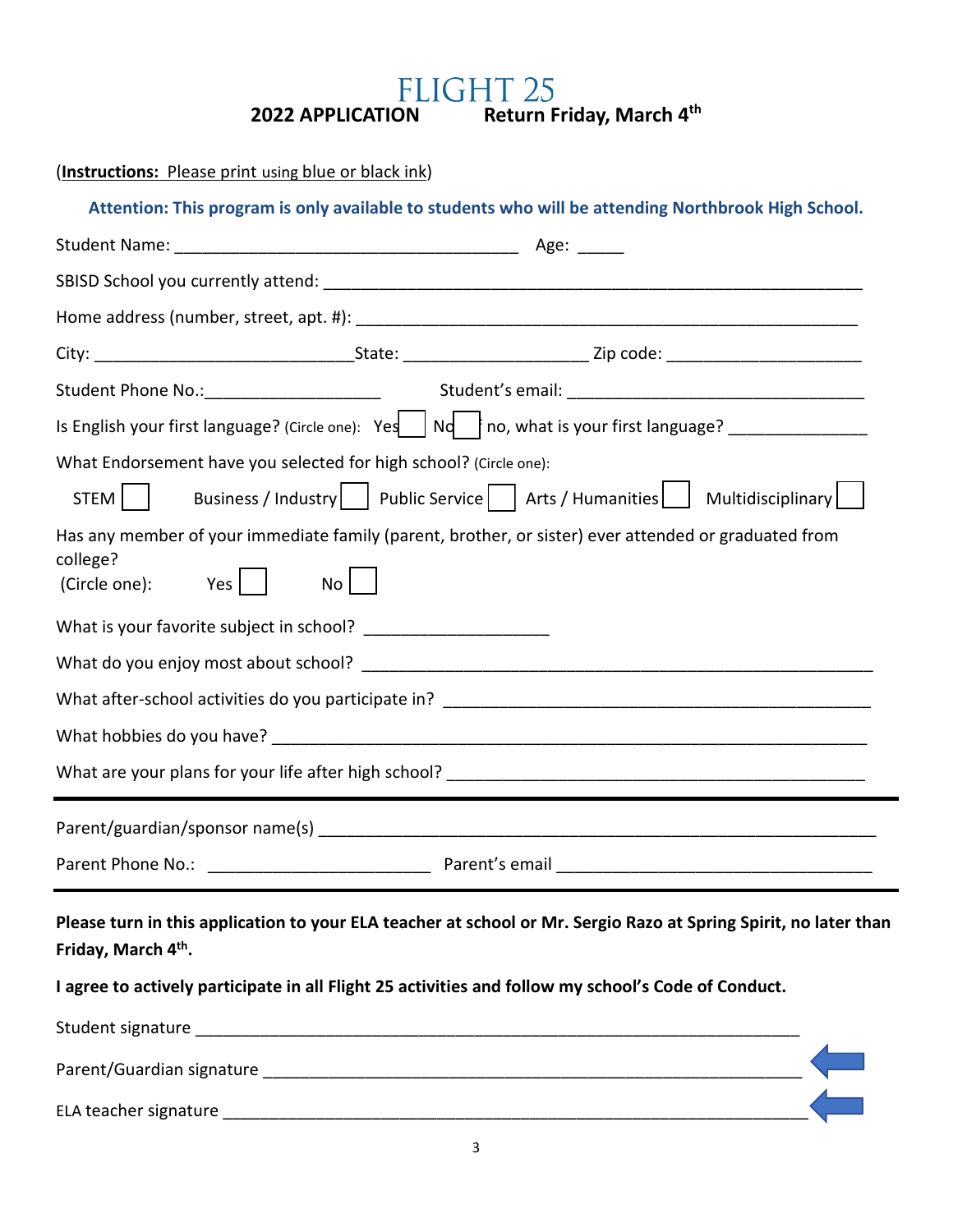# FLIGHT 25

**2022 APPLICATION** **Return Friday, March 4th**

(**Instructions:** Please print using blue or black ink)

**Attention: This program is only available to students who will be attending Northbrook High School.**

Student Name: ____________________________________ Age: _____

SBISD School you currently attend: ____________________________________________________________

Home address (number, street, apt. #): ______________________________________________________

City: ___________________________State: ____________________ Zip code: _____________________

Student Phone No.:___________________ Student's email: _________________________________

Is English your first language? (Circle one): Yes ☐ No ☐ If no, what is your first language? ______________

What Endorsement have you selected for high school? (Circle one):

STEM ☐ Business / Industry ☐ Public Service ☐ Arts / Humanities ☐ Multidisciplinary ☐

Has any member of your immediate family (parent, brother, or sister) ever attended or graduated from college?

(Circle one): Yes ☐ No ☐

What is your favorite subject in school? ____________________

What do you enjoy most about school? _______________________________________________________

What after-school activities do you participate in? ______________________________________________

What hobbies do you have? _________________________________________________________________

What are your plans for your life after high school? _____________________________________________

---

Parent/guardian/sponsor name(s) ____________________________________________________________

Parent Phone No.: ________________________ Parent's email _________________________________

---

**Please turn in this application to your ELA teacher at school or Mr. Sergio Razo at Spring Spirit, no later than Friday, March 4th.**

**I agree to actively participate in all Flight 25 activities and follow my school's Code of Conduct.**

Student signature ____________________________________________________________

Parent/Guardian signature ____________________________________________________________

ELA teacher signature ____________________________________________________________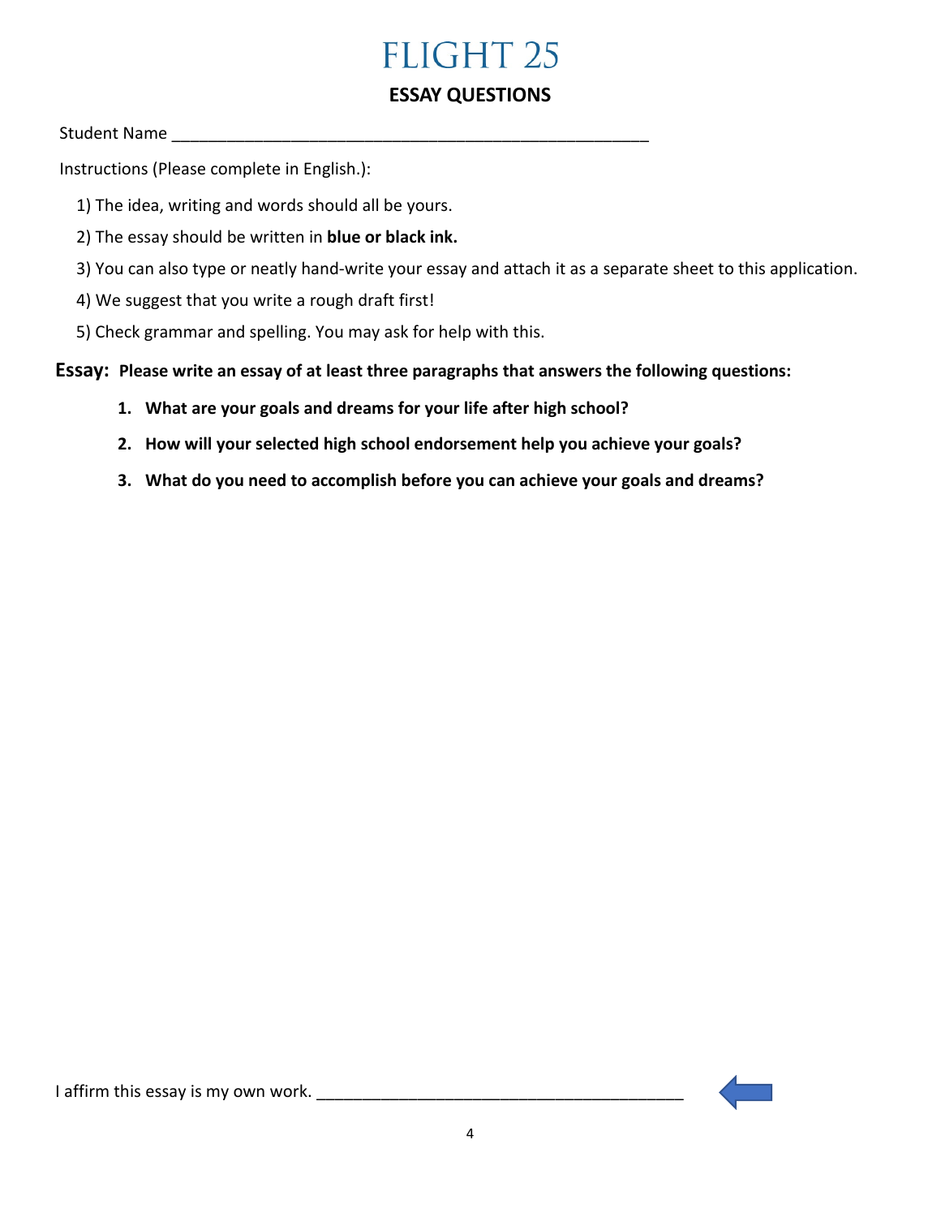# FLIGHT 25

## ESSAY QUESTIONS

Student Name ___________________________________________________

Instructions (Please complete in English.):

1) The idea, writing and words should all be yours.
2) The essay should be written in **blue or black ink.**
3) You can also type or neatly hand-write your essay and attach it as a separate sheet to this application.
4) We suggest that you write a rough draft first!
5) Check grammar and spelling. You may ask for help with this.

**Essay: Please write an essay of at least three paragraphs that answers the following questions:**

1. **What are your goals and dreams for your life after high school?**
2. **How will your selected high school endorsement help you achieve your goals?**
3. **What do you need to accomplish before you can achieve your goals and dreams?**

I affirm this essay is my own work. ________________________________________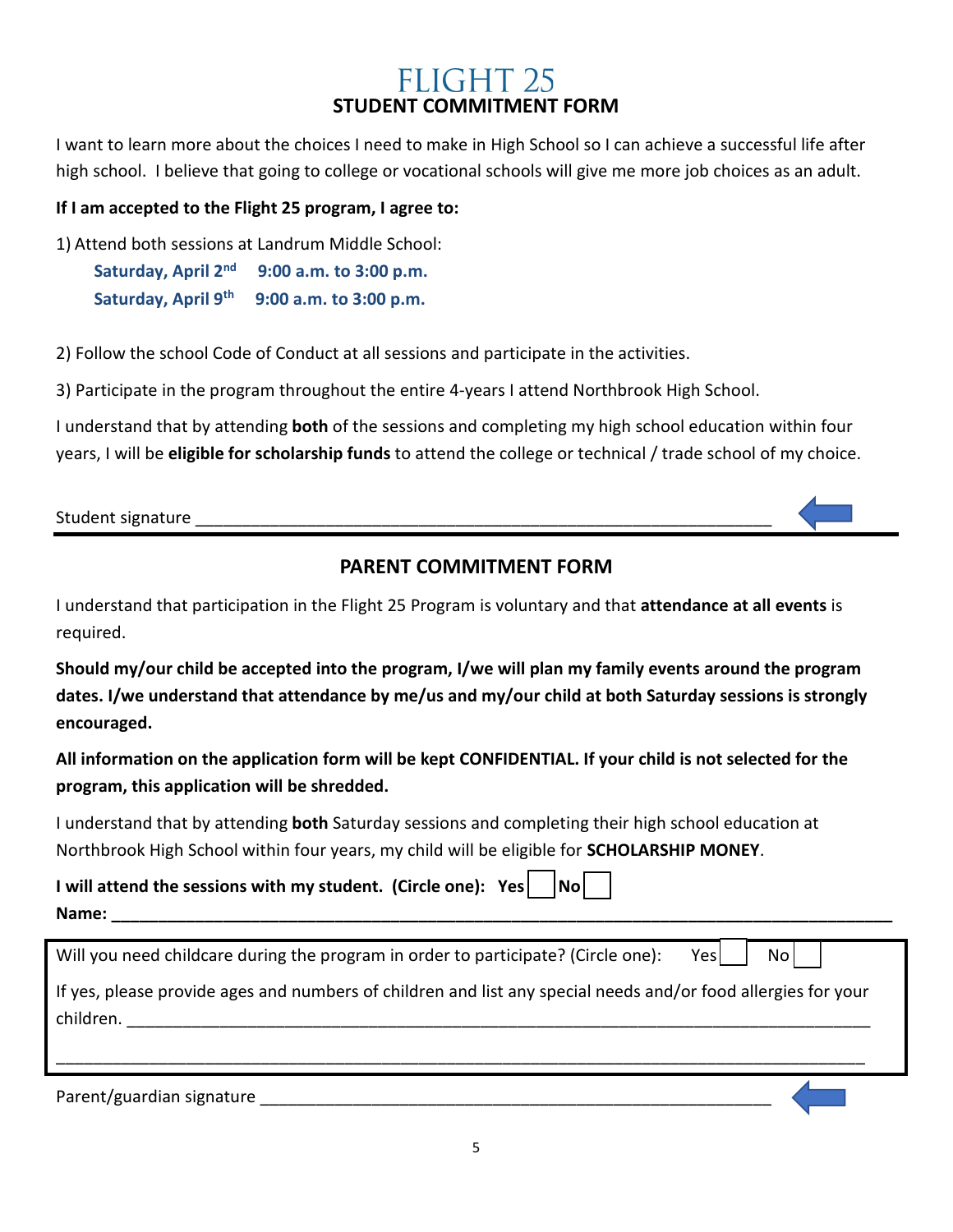# FLIGHT 25

## STUDENT COMMITMENT FORM

I want to learn more about the choices I need to make in High School so I can achieve a successful life after high school. I believe that going to college or vocational schools will give me more job choices as an adult.

**If I am accepted to the Flight 25 program, I agree to:**

1) Attend both sessions at Landrum Middle School:

   **Saturday, April 2nd    9:00 a.m. to 3:00 p.m.**

   **Saturday, April 9th    9:00 a.m. to 3:00 p.m.**

2) Follow the school Code of Conduct at all sessions and participate in the activities.

3) Participate in the program throughout the entire 4-years I attend Northbrook High School.

I understand that by attending **both** of the sessions and completing my high school education within four years, I will be **eligible for scholarship funds** to attend the college or technical / trade school of my choice.

Student signature ______________________________________________________________

---

## PARENT COMMITMENT FORM

I understand that participation in the Flight 25 Program is voluntary and that **attendance at all events** is required.

**Should my/our child be accepted into the program, I/we will plan my family events around the program dates. I/we understand that attendance by me/us and my/our child at both Saturday sessions is strongly encouraged.**

**All information on the application form will be kept CONFIDENTIAL. If your child is not selected for the program, this application will be shredded.**

I understand that by attending **both** Saturday sessions and completing their high school education at Northbrook High School within four years, my child will be eligible for **SCHOLARSHIP MONEY**.

**I will attend the sessions with my student. (Circle one): Yes ☐ No ☐**

**Name: ______________________________________________________________________________**

Will you need childcare during the program in order to participate? (Circle one): Yes ☐ No ☐

If yes, please provide ages and numbers of children and list any special needs and/or food allergies for your children. ______________________________________________________________________________

______________________________________________________________________________

Parent/guardian signature ______________________________________________________________